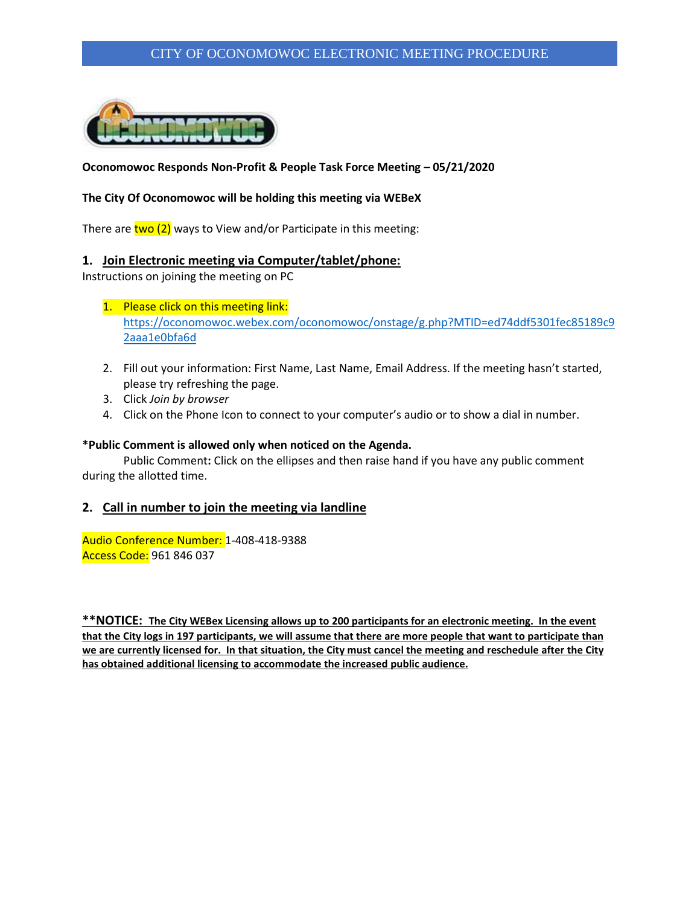# CITY OF OCONOMOWOC ELECTRONIC MEETING PROCEDURE

**Oconomowoc Responds Non-Profit & People Task Force Meeting – 05/21/2020**

**The City Of Oconomowoc will be holding this meeting via WEBeX**

There are two (2) ways to View and/or Participate in this meeting:

## 1. Join Electronic meeting via Computer/tablet/phone:

Instructions on joining the meeting on PC

1. Please click on this meeting link: https://oconomowoc.webex.com/oconomowoc/onstage/g.php?MTID=ed74ddf5301fec85189c92aaa1e0bfa6d
2. Fill out your information: First Name, Last Name, Email Address. If the meeting hasn't started, please try refreshing the page.
3. Click *Join by browser*
4. Click on the Phone Icon to connect to your computer's audio or to show a dial in number.

**\*Public Comment is allowed only when noticed on the Agenda.**

Public Comment**:** Click on the ellipses and then raise hand if you have any public comment during the allotted time.

## 2. Call in number to join the meeting via landline

Audio Conference Number: 1-408-418-9388
Access Code: 961 846 037

**\*\*NOTICE: The City WEBex Licensing allows up to 200 participants for an electronic meeting. In the event that the City logs in 197 participants, we will assume that there are more people that want to participate than we are currently licensed for. In that situation, the City must cancel the meeting and reschedule after the City has obtained additional licensing to accommodate the increased public audience.**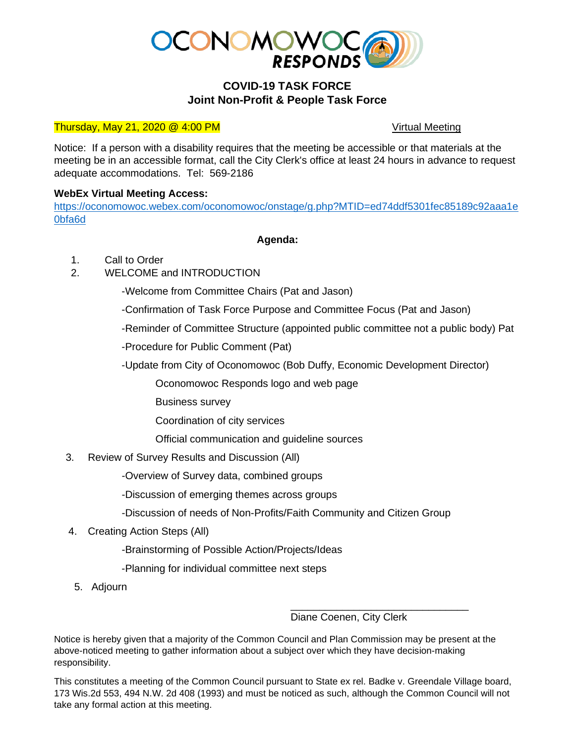# COVID-19 TASK FORCE
## Joint Non-Profit & People Task Force

Thursday, May 21, 2020 @ 4:00 PM — Virtual Meeting

Notice: If a person with a disability requires that the meeting be accessible or that materials at the meeting be in an accessible format, call the City Clerk's office at least 24 hours in advance to request adequate accommodations. Tel: 569-2186

**WebEx Virtual Meeting Access:**
https://oconomowoc.webex.com/oconomowoc/onstage/g.php?MTID=ed74ddf5301fec85189c92aaa1e0bfa6d

**Agenda:**

1. Call to Order
2. WELCOME and INTRODUCTION
   - -Welcome from Committee Chairs (Pat and Jason)
   - -Confirmation of Task Force Purpose and Committee Focus (Pat and Jason)
   - -Reminder of Committee Structure (appointed public committee not a public body) Pat
   - -Procedure for Public Comment (Pat)
   - -Update from City of Oconomowoc (Bob Duffy, Economic Development Director)
     - Oconomowoc Responds logo and web page
     - Business survey
     - Coordination of city services
     - Official communication and guideline sources
3. Review of Survey Results and Discussion (All)
   - -Overview of Survey data, combined groups
   - -Discussion of emerging themes across groups
   - -Discussion of needs of Non-Profits/Faith Community and Citizen Group
4. Creating Action Steps (All)
   - -Brainstorming of Possible Action/Projects/Ideas
   - -Planning for individual committee next steps
5. Adjourn

\_\_\_\_\_\_\_\_\_\_\_\_\_\_\_\_\_\_\_\_\_\_\_\_\_\_\_\_\_\_\_\_
Diane Coenen, City Clerk

Notice is hereby given that a majority of the Common Council and Plan Commission may be present at the above-noticed meeting to gather information about a subject over which they have decision-making responsibility.

This constitutes a meeting of the Common Council pursuant to State ex rel. Badke v. Greendale Village board, 173 Wis.2d 553, 494 N.W. 2d 408 (1993) and must be noticed as such, although the Common Council will not take any formal action at this meeting.